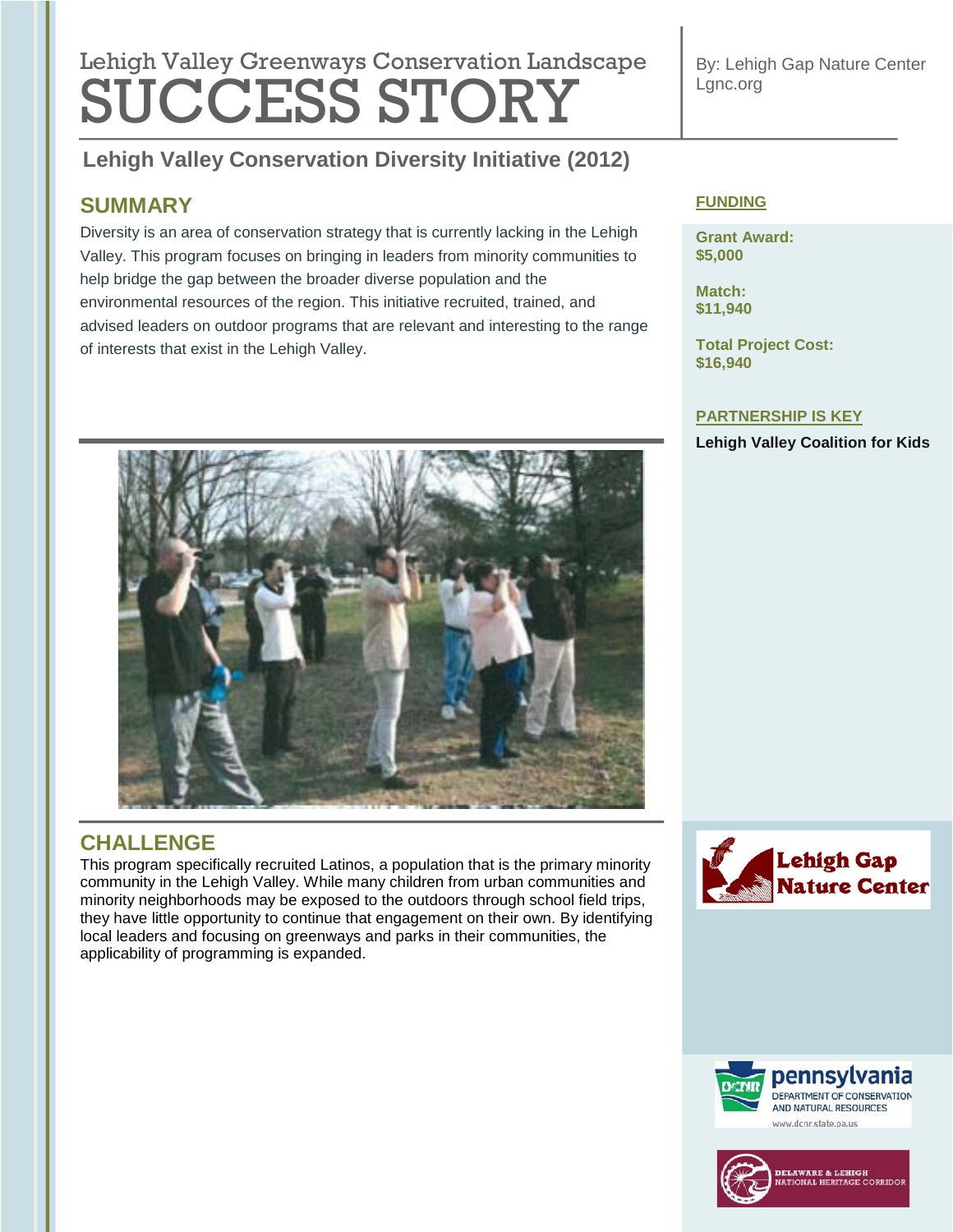Lehigh Valley Greenways Conservation Landscape

# SUCCESS STORY

By: Lehigh Gap Nature Center
Lgnc.org

## Lehigh Valley Conservation Diversity Initiative (2012)

### SUMMARY

Diversity is an area of conservation strategy that is currently lacking in the Lehigh Valley. This program focuses on bringing in leaders from minority communities to help bridge the gap between the broader diverse population and the environmental resources of the region. This initiative recruited, trained, and advised leaders on outdoor programs that are relevant and interesting to the range of interests that exist in the Lehigh Valley.

### CHALLENGE

This program specifically recruited Latinos, a population that is the primary minority community in the Lehigh Valley. While many children from urban communities and minority neighborhoods may be exposed to the outdoors through school field trips, they have little opportunity to continue that engagement on their own. By identifying local leaders and focusing on greenways and parks in their communities, the applicability of programming is expanded.

### FUNDING

**Grant Award:**
**$5,000**

**Match:**
**$11,940**

**Total Project Cost:**
**$16,940**

### PARTNERSHIP IS KEY

**Lehigh Valley Coalition for Kids**

Lehigh Gap Nature Center

pennsylvania
DEPARTMENT OF CONSERVATION AND NATURAL RESOURCES
www.dcnr.state.pa.us

DELAWARE & LEHIGH NATIONAL HERITAGE CORRIDOR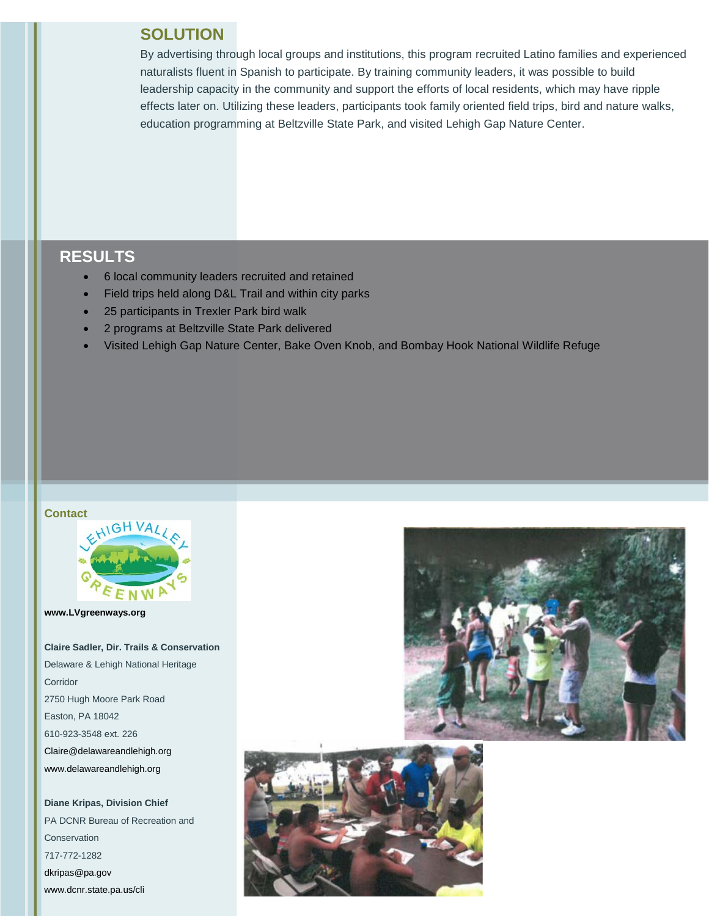## SOLUTION

By advertising through local groups and institutions, this program recruited Latino families and experienced naturalists fluent in Spanish to participate. By training community leaders, it was possible to build leadership capacity in the community and support the efforts of local residents, which may have ripple effects later on. Utilizing these leaders, participants took family oriented field trips, bird and nature walks, education programming at Beltzville State Park, and visited Lehigh Gap Nature Center.

## RESULTS

- 6 local community leaders recruited and retained
- Field trips held along D&L Trail and within city parks
- 25 participants in Trexler Park bird walk
- 2 programs at Beltzville State Park delivered
- Visited Lehigh Gap Nature Center, Bake Oven Knob, and Bombay Hook National Wildlife Refuge

### Contact

LEHIGH VALLEY GREENWAYS

**www.LVgreenways.org**

**Claire Sadler, Dir. Trails & Conservation**
Delaware & Lehigh National Heritage Corridor
2750 Hugh Moore Park Road
Easton, PA 18042
610-923-3548 ext. 226
Claire@delawareandlehigh.org
www.delawareandlehigh.org

**Diane Kripas, Division Chief**
PA DCNR Bureau of Recreation and Conservation
717-772-1282
dkripas@pa.gov
www.dcnr.state.pa.us/cli